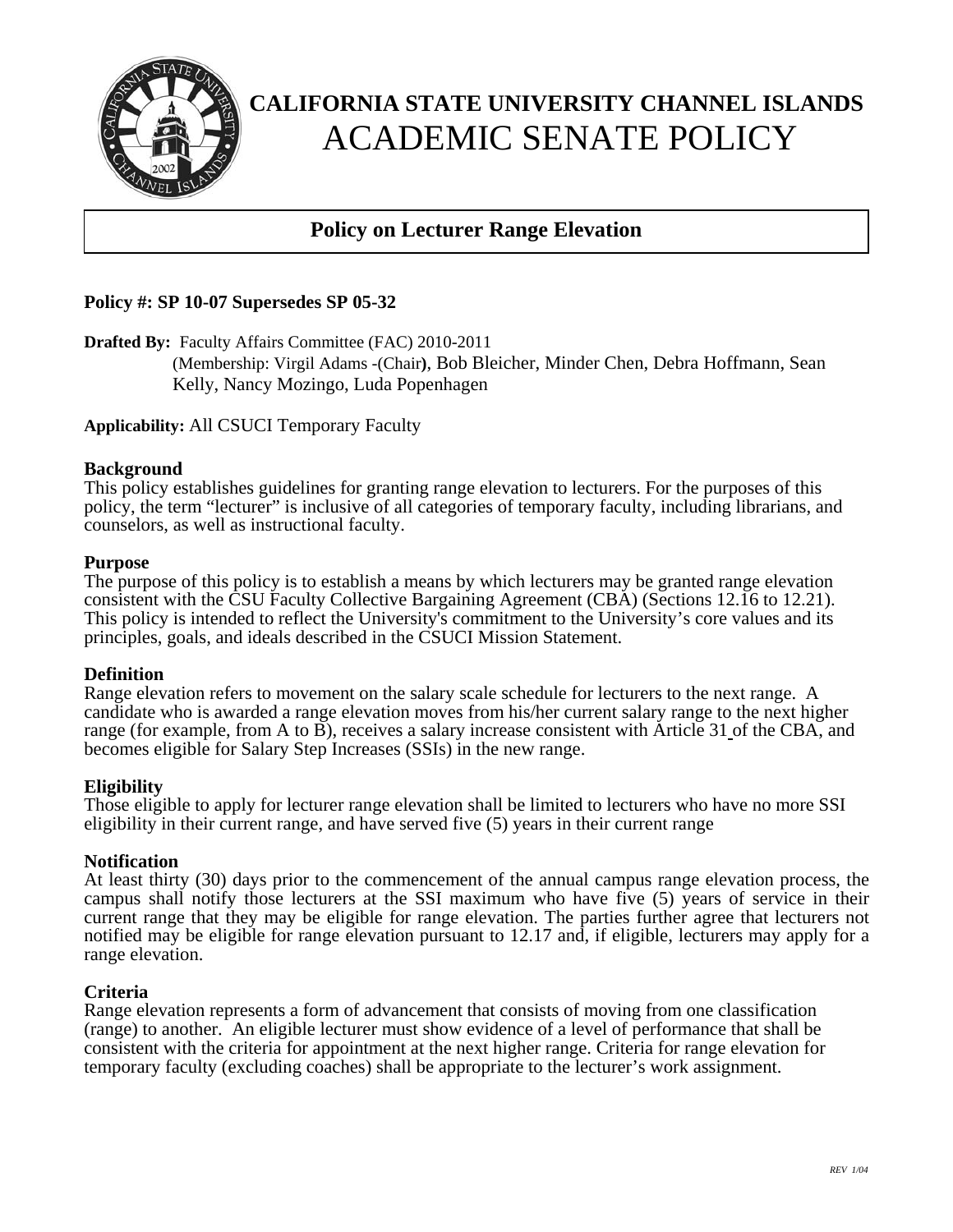# CALIFORNIA STATE UNIVERSITY CHANNEL ISLANDS
# ACADEMIC SENATE POLICY

## Policy on Lecturer Range Elevation

**Policy #: SP 10-07 Supersedes SP 05-32**

**Drafted By:** Faculty Affairs Committee (FAC) 2010-2011
(Membership: Virgil Adams -(Chair), Bob Bleicher, Minder Chen, Debra Hoffmann, Sean Kelly, Nancy Mozingo, Luda Popenhagen

**Applicability:** All CSUCI Temporary Faculty

### Background

This policy establishes guidelines for granting range elevation to lecturers. For the purposes of this policy, the term "lecturer" is inclusive of all categories of temporary faculty, including librarians, and counselors, as well as instructional faculty.

### Purpose

The purpose of this policy is to establish a means by which lecturers may be granted range elevation consistent with the CSU Faculty Collective Bargaining Agreement (CBA) (Sections 12.16 to 12.21). This policy is intended to reflect the University's commitment to the University's core values and its principles, goals, and ideals described in the CSUCI Mission Statement.

### Definition

Range elevation refers to movement on the salary scale schedule for lecturers to the next range. A candidate who is awarded a range elevation moves from his/her current salary range to the next higher range (for example, from A to B), receives a salary increase consistent with Article 31 of the CBA, and becomes eligible for Salary Step Increases (SSIs) in the new range.

### Eligibility

Those eligible to apply for lecturer range elevation shall be limited to lecturers who have no more SSI eligibility in their current range, and have served five (5) years in their current range

### Notification

At least thirty (30) days prior to the commencement of the annual campus range elevation process, the campus shall notify those lecturers at the SSI maximum who have five (5) years of service in their current range that they may be eligible for range elevation. The parties further agree that lecturers not notified may be eligible for range elevation pursuant to 12.17 and, if eligible, lecturers may apply for a range elevation.

### Criteria

Range elevation represents a form of advancement that consists of moving from one classification (range) to another. An eligible lecturer must show evidence of a level of performance that shall be consistent with the criteria for appointment at the next higher range. Criteria for range elevation for temporary faculty (excluding coaches) shall be appropriate to the lecturer's work assignment.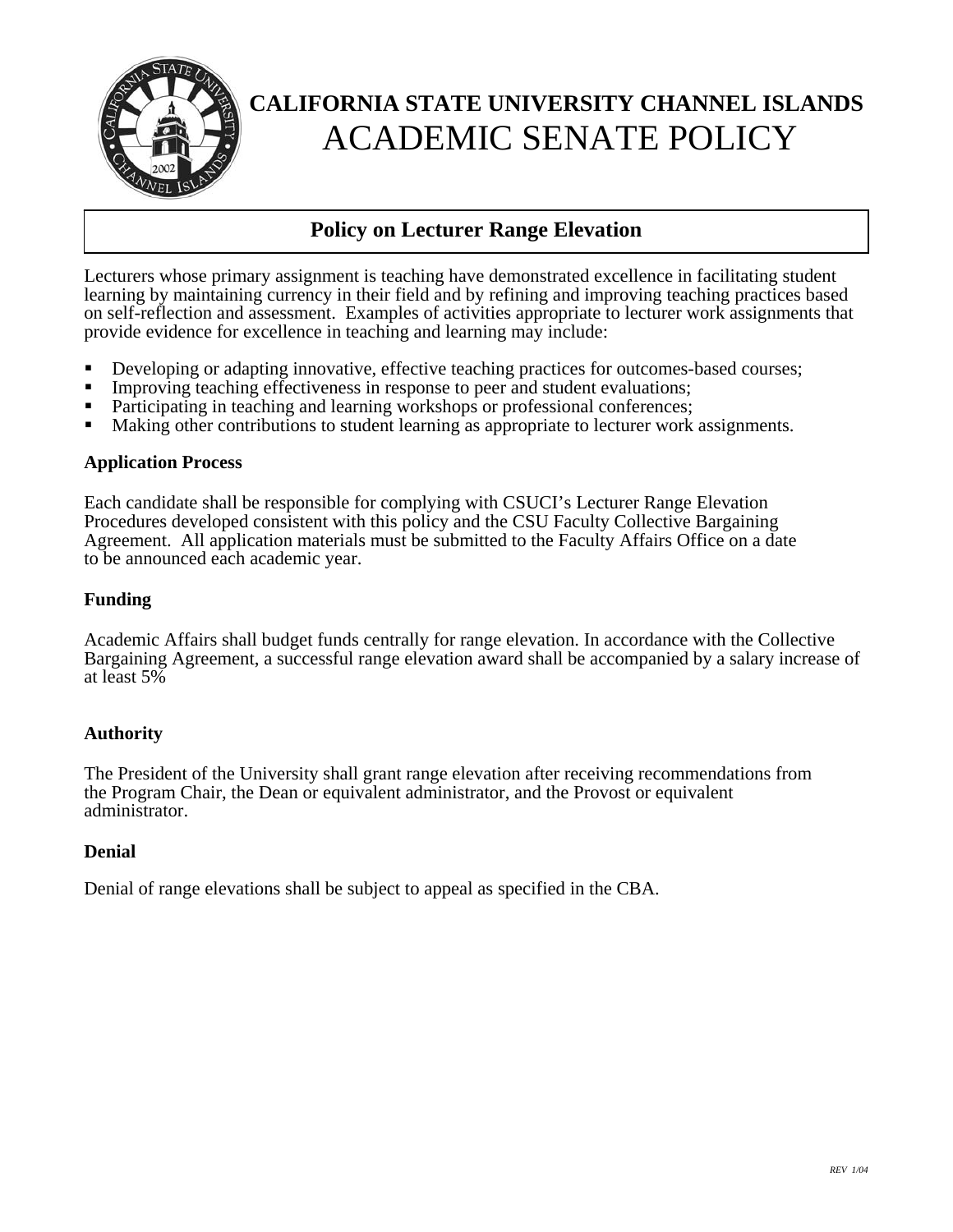**CALIFORNIA STATE UNIVERSITY CHANNEL ISLANDS**
ACADEMIC SENATE POLICY

# Policy on Lecturer Range Elevation

Lecturers whose primary assignment is teaching have demonstrated excellence in facilitating student learning by maintaining currency in their field and by refining and improving teaching practices based on self-reflection and assessment. Examples of activities appropriate to lecturer work assignments that provide evidence for excellence in teaching and learning may include:

- Developing or adapting innovative, effective teaching practices for outcomes-based courses;
- Improving teaching effectiveness in response to peer and student evaluations;
- Participating in teaching and learning workshops or professional conferences;
- Making other contributions to student learning as appropriate to lecturer work assignments.

## Application Process

Each candidate shall be responsible for complying with CSUCI's Lecturer Range Elevation Procedures developed consistent with this policy and the CSU Faculty Collective Bargaining Agreement. All application materials must be submitted to the Faculty Affairs Office on a date to be announced each academic year.

## Funding

Academic Affairs shall budget funds centrally for range elevation. In accordance with the Collective Bargaining Agreement, a successful range elevation award shall be accompanied by a salary increase of at least 5%

## Authority

The President of the University shall grant range elevation after receiving recommendations from the Program Chair, the Dean or equivalent administrator, and the Provost or equivalent administrator.

## Denial

Denial of range elevations shall be subject to appeal as specified in the CBA.

*REV 1/04*